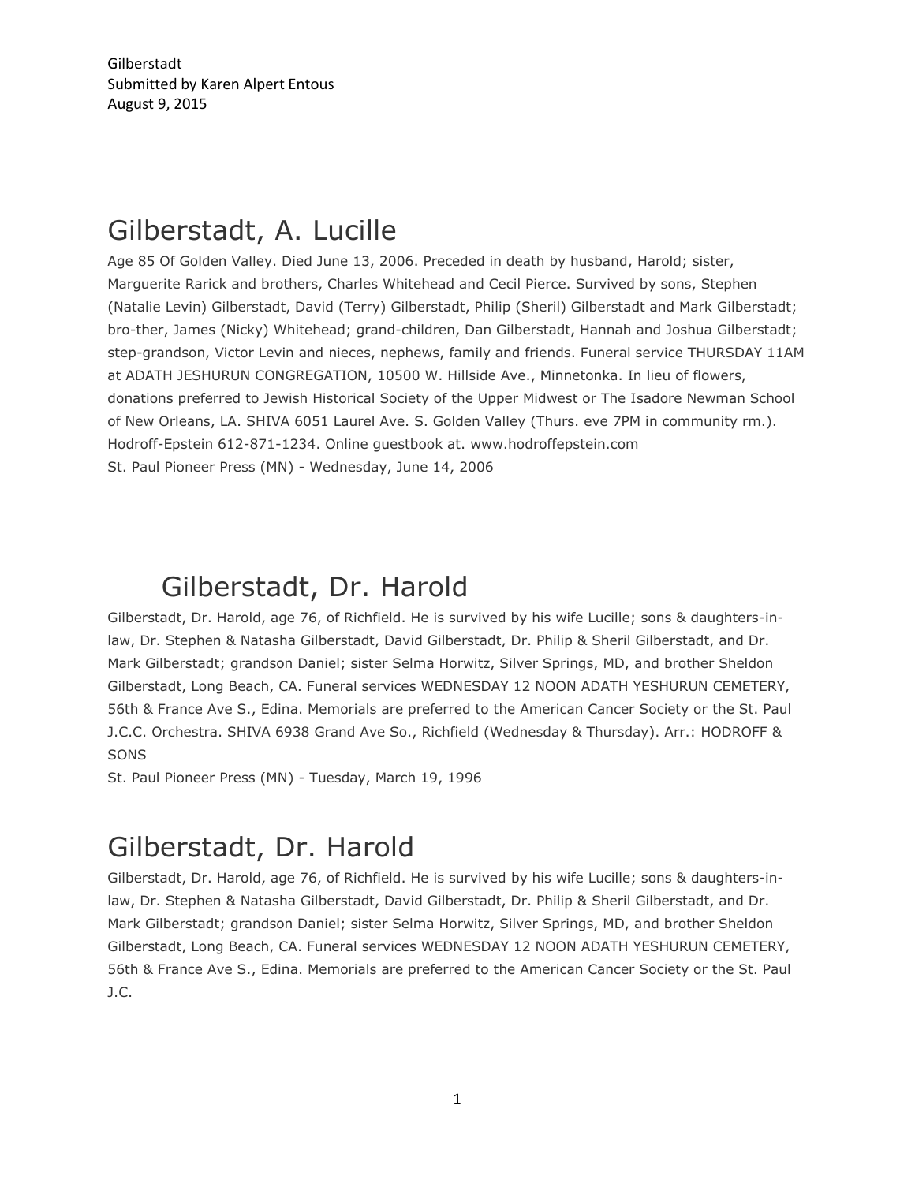Gilberstadt
Submitted by Karen Alpert Entous
August 9, 2015

# Gilberstadt, A. Lucille

Age 85 Of Golden Valley. Died June 13, 2006. Preceded in death by husband, Harold; sister, Marguerite Rarick and brothers, Charles Whitehead and Cecil Pierce. Survived by sons, Stephen (Natalie Levin) Gilberstadt, David (Terry) Gilberstadt, Philip (Sheril) Gilberstadt and Mark Gilberstadt; bro-ther, James (Nicky) Whitehead; grand-children, Dan Gilberstadt, Hannah and Joshua Gilberstadt; step-grandson, Victor Levin and nieces, nephews, family and friends. Funeral service THURSDAY 11AM at ADATH JESHURUN CONGREGATION, 10500 W. Hillside Ave., Minnetonka. In lieu of flowers, donations preferred to Jewish Historical Society of the Upper Midwest or The Isadore Newman School of New Orleans, LA. SHIVA 6051 Laurel Ave. S. Golden Valley (Thurs. eve 7PM in community rm.). Hodroff-Epstein 612-871-1234. Online guestbook at. www.hodroffepstein.com
St. Paul Pioneer Press (MN) - Wednesday, June 14, 2006

# Gilberstadt, Dr. Harold

Gilberstadt, Dr. Harold, age 76, of Richfield. He is survived by his wife Lucille; sons & daughters-in-law, Dr. Stephen & Natasha Gilberstadt, David Gilberstadt, Dr. Philip & Sheril Gilberstadt, and Dr. Mark Gilberstadt; grandson Daniel; sister Selma Horwitz, Silver Springs, MD, and brother Sheldon Gilberstadt, Long Beach, CA. Funeral services WEDNESDAY 12 NOON ADATH YESHURUN CEMETERY, 56th & France Ave S., Edina. Memorials are preferred to the American Cancer Society or the St. Paul J.C.C. Orchestra. SHIVA 6938 Grand Ave So., Richfield (Wednesday & Thursday). Arr.: HODROFF & SONS
St. Paul Pioneer Press (MN) - Tuesday, March 19, 1996

# Gilberstadt, Dr. Harold

Gilberstadt, Dr. Harold, age 76, of Richfield. He is survived by his wife Lucille; sons & daughters-in-law, Dr. Stephen & Natasha Gilberstadt, David Gilberstadt, Dr. Philip & Sheril Gilberstadt, and Dr. Mark Gilberstadt; grandson Daniel; sister Selma Horwitz, Silver Springs, MD, and brother Sheldon Gilberstadt, Long Beach, CA. Funeral services WEDNESDAY 12 NOON ADATH YESHURUN CEMETERY, 56th & France Ave S., Edina. Memorials are preferred to the American Cancer Society or the St. Paul J.C.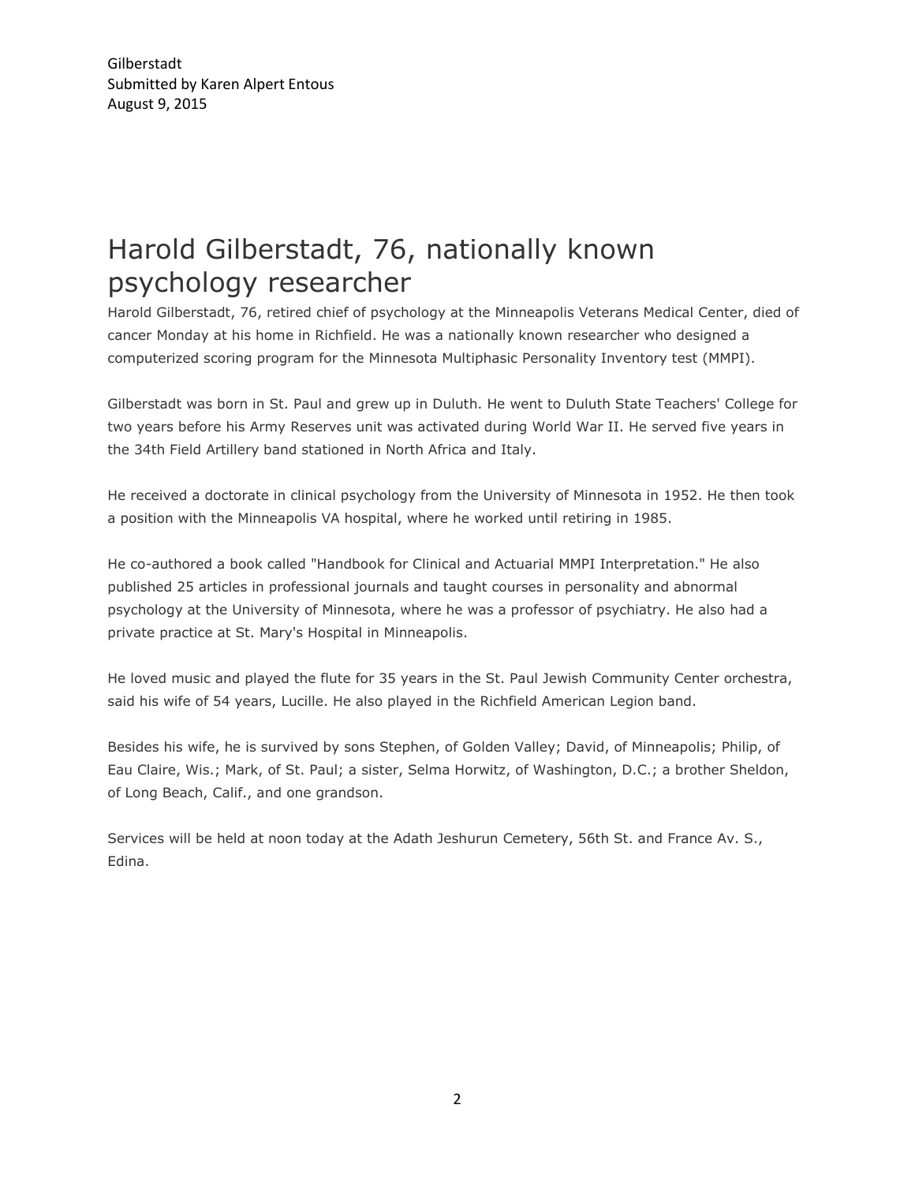Gilberstadt
Submitted by Karen Alpert Entous
August 9, 2015

# Harold Gilberstadt, 76, nationally known psychology researcher

Harold Gilberstadt, 76, retired chief of psychology at the Minneapolis Veterans Medical Center, died of cancer Monday at his home in Richfield. He was a nationally known researcher who designed a computerized scoring program for the Minnesota Multiphasic Personality Inventory test (MMPI).

Gilberstadt was born in St. Paul and grew up in Duluth. He went to Duluth State Teachers' College for two years before his Army Reserves unit was activated during World War II. He served five years in the 34th Field Artillery band stationed in North Africa and Italy.

He received a doctorate in clinical psychology from the University of Minnesota in 1952. He then took a position with the Minneapolis VA hospital, where he worked until retiring in 1985.

He co-authored a book called "Handbook for Clinical and Actuarial MMPI Interpretation." He also published 25 articles in professional journals and taught courses in personality and abnormal psychology at the University of Minnesota, where he was a professor of psychiatry. He also had a private practice at St. Mary's Hospital in Minneapolis.

He loved music and played the flute for 35 years in the St. Paul Jewish Community Center orchestra, said his wife of 54 years, Lucille. He also played in the Richfield American Legion band.

Besides his wife, he is survived by sons Stephen, of Golden Valley; David, of Minneapolis; Philip, of Eau Claire, Wis.; Mark, of St. Paul; a sister, Selma Horwitz, of Washington, D.C.; a brother Sheldon, of Long Beach, Calif., and one grandson.

Services will be held at noon today at the Adath Jeshurun Cemetery, 56th St. and France Av. S., Edina.